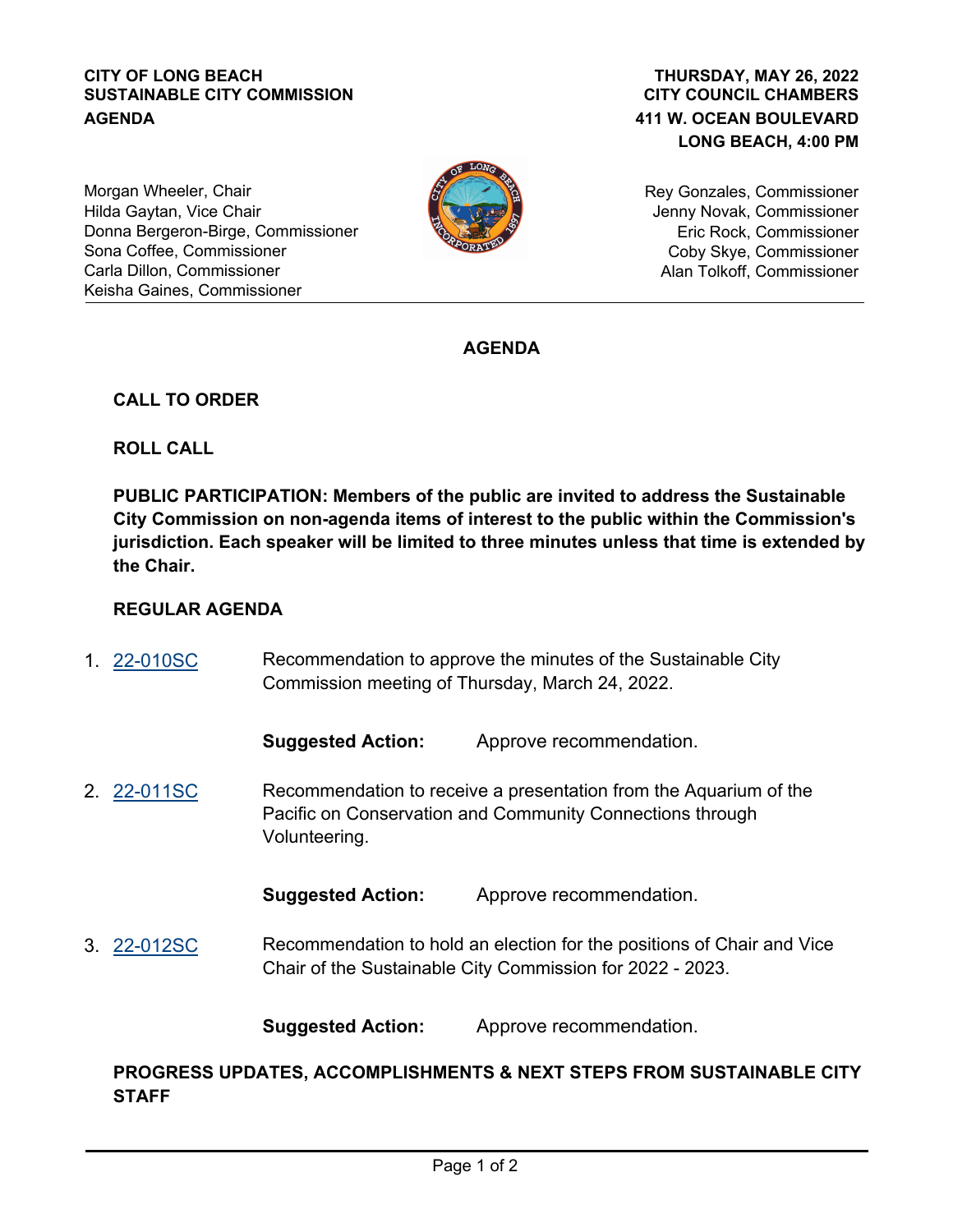**CITY OF LONG BEACH**
**SUSTAINABLE CITY COMMISSION**
**AGENDA**

**THURSDAY, MAY 26, 2022**
**CITY COUNCIL CHAMBERS**
**411 W. OCEAN BOULEVARD**
**LONG BEACH, 4:00 PM**

Morgan Wheeler, Chair
Hilda Gaytan, Vice Chair
Donna Bergeron-Birge, Commissioner
Sona Coffee, Commissioner
Carla Dillon, Commissioner
Keisha Gaines, Commissioner

Rey Gonzales, Commissioner
Jenny Novak, Commissioner
Eric Rock, Commissioner
Coby Skye, Commissioner
Alan Tolkoff, Commissioner

---

# AGENDA

## CALL TO ORDER

## ROLL CALL

**PUBLIC PARTICIPATION: Members of the public are invited to address the Sustainable City Commission on non-agenda items of interest to the public within the Commission's jurisdiction. Each speaker will be limited to three minutes unless that time is extended by the Chair.**

## REGULAR AGENDA

1. 22-010SC — Recommendation to approve the minutes of the Sustainable City Commission meeting of Thursday, March 24, 2022.

   **Suggested Action:** Approve recommendation.

2. 22-011SC — Recommendation to receive a presentation from the Aquarium of the Pacific on Conservation and Community Connections through Volunteering.

   **Suggested Action:** Approve recommendation.

3. 22-012SC — Recommendation to hold an election for the positions of Chair and Vice Chair of the Sustainable City Commission for 2022 - 2023.

   **Suggested Action:** Approve recommendation.

## PROGRESS UPDATES, ACCOMPLISHMENTS & NEXT STEPS FROM SUSTAINABLE CITY STAFF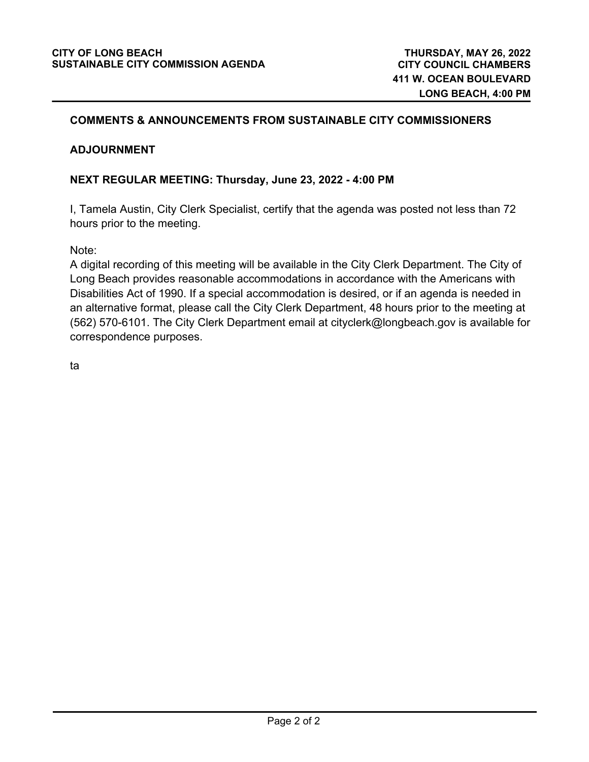**COMMENTS & ANNOUNCEMENTS FROM SUSTAINABLE CITY COMMISSIONERS**

**ADJOURNMENT**

**NEXT REGULAR MEETING: Thursday, June 23, 2022 - 4:00 PM**

I, Tamela Austin, City Clerk Specialist, certify that the agenda was posted not less than 72 hours prior to the meeting.

Note:
A digital recording of this meeting will be available in the City Clerk Department. The City of Long Beach provides reasonable accommodations in accordance with the Americans with Disabilities Act of 1990. If a special accommodation is desired, or if an agenda is needed in an alternative format, please call the City Clerk Department, 48 hours prior to the meeting at (562) 570-6101. The City Clerk Department email at cityclerk@longbeach.gov is available for correspondence purposes.

ta